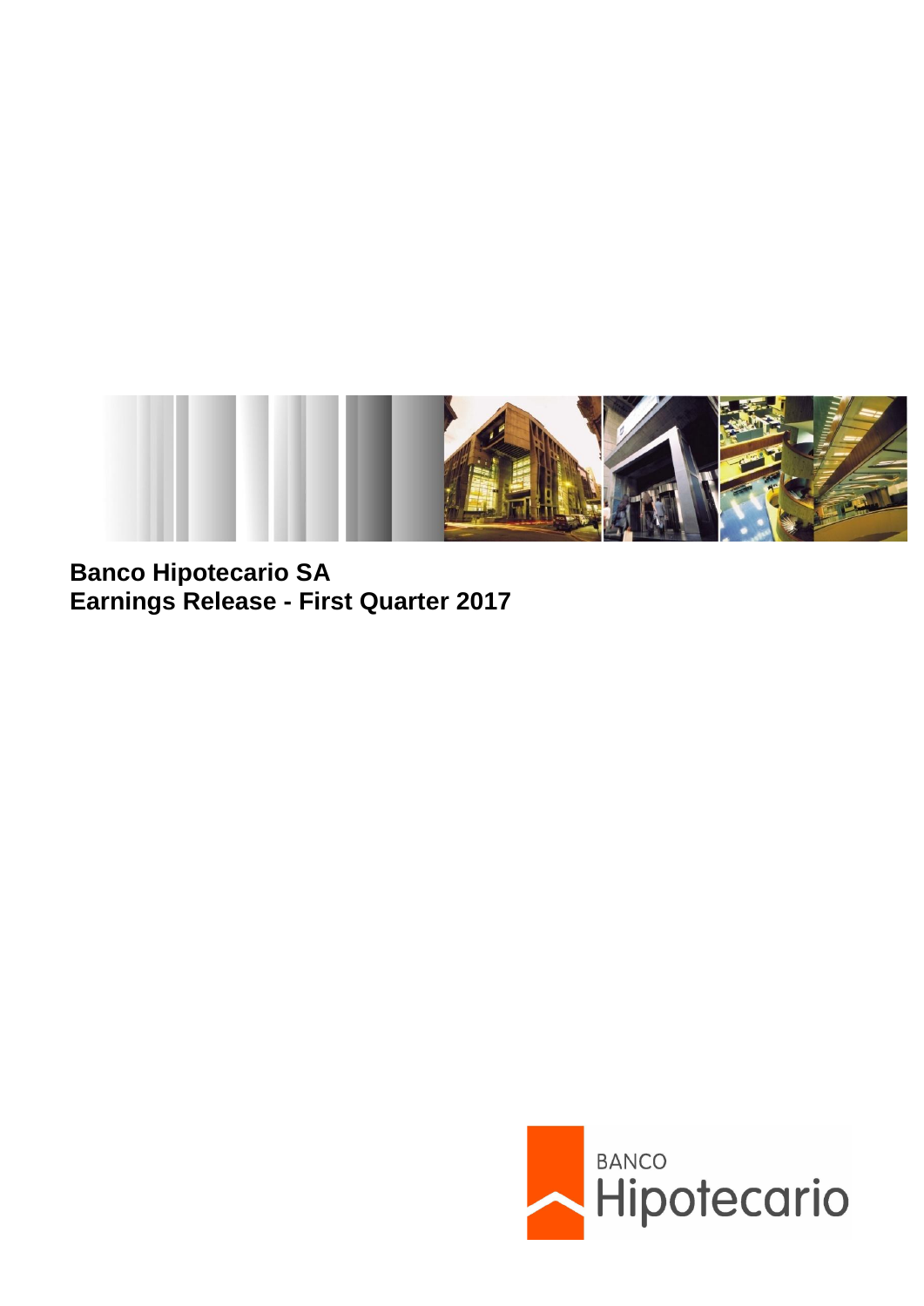**Banco Hipotecario SA**
**Earnings Release - First Quarter 2017**

BANCO
Hipotecario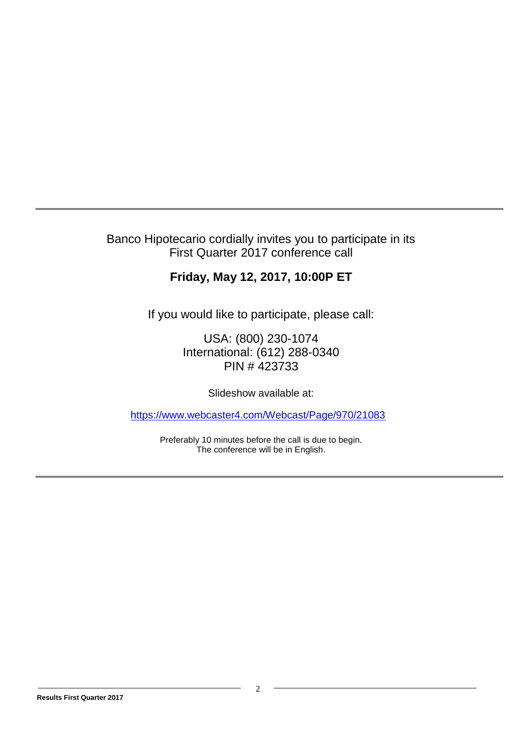Banco Hipotecario cordially invites you to participate in its First Quarter 2017 conference call

**Friday, May 12, 2017, 10:00P ET**

If you would like to participate, please call:

USA: (800) 230-1074
International: (612) 288-0340
PIN # 423733

Slideshow available at:

https://www.webcaster4.com/Webcast/Page/970/21083

Preferably 10 minutes before the call is due to begin.
The conference will be in English.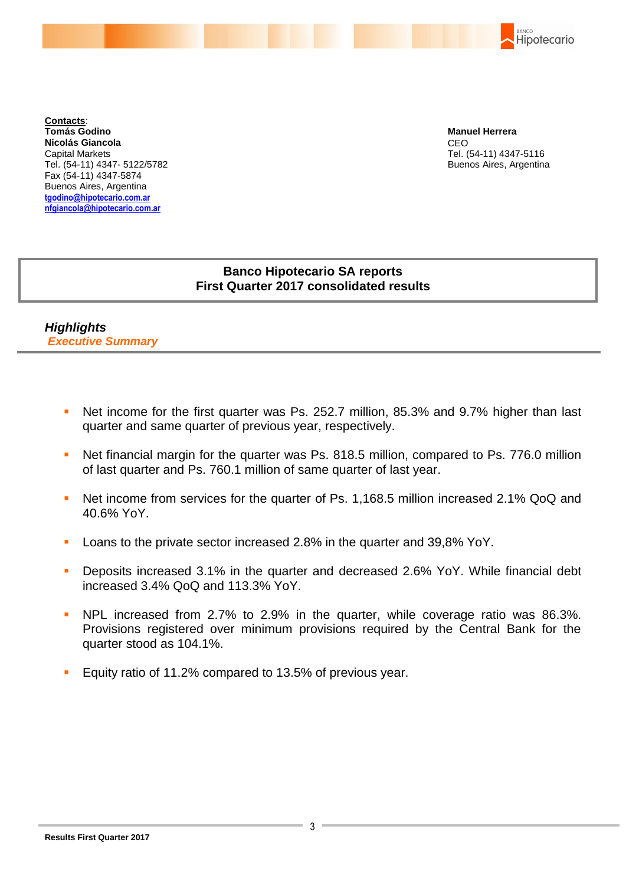**Contacts**:
**Tomás Godino**
**Nicolás Giancola**
Capital Markets
Tel. (54-11) 4347- 5122/5782
Fax (54-11) 4347-5874
Buenos Aires, Argentina
tgodino@hipotecario.com.ar
nfgiancola@hipotecario.com.ar

**Manuel Herrera**
CEO
Tel. (54-11) 4347-5116
Buenos Aires, Argentina

# Banco Hipotecario SA reports First Quarter 2017 consolidated results

## *Highlights*

### *Executive Summary*

- Net income for the first quarter was Ps. 252.7 million, 85.3% and 9.7% higher than last quarter and same quarter of previous year, respectively.
- Net financial margin for the quarter was Ps. 818.5 million, compared to Ps. 776.0 million of last quarter and Ps. 760.1 million of same quarter of last year.
- Net income from services for the quarter of Ps. 1,168.5 million increased 2.1% QoQ and 40.6% YoY.
- Loans to the private sector increased 2.8% in the quarter and 39,8% YoY.
- Deposits increased 3.1% in the quarter and decreased 2.6% YoY. While financial debt increased 3.4% QoQ and 113.3% YoY.
- NPL increased from 2.7% to 2.9% in the quarter, while coverage ratio was 86.3%. Provisions registered over minimum provisions required by the Central Bank for the quarter stood as 104.1%.
- Equity ratio of 11.2% compared to 13.5% of previous year.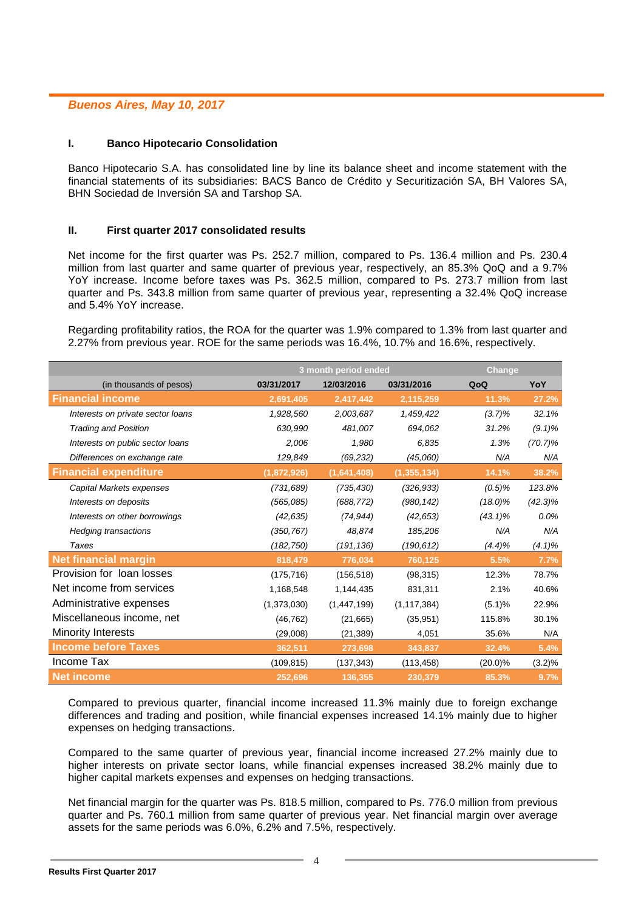*Buenos Aires, May 10, 2017*

## I. Banco Hipotecario Consolidation

Banco Hipotecario S.A. has consolidated line by line its balance sheet and income statement with the financial statements of its subsidiaries: BACS Banco de Crédito y Securitización SA, BH Valores SA, BHN Sociedad de Inversión SA and Tarshop SA.

## II. First quarter 2017 consolidated results

Net income for the first quarter was Ps. 252.7 million, compared to Ps. 136.4 million and Ps. 230.4 million from last quarter and same quarter of previous year, respectively, an 85.3% QoQ and a 9.7% YoY increase. Income before taxes was Ps. 362.5 million, compared to Ps. 273.7 million from last quarter and Ps. 343.8 million from same quarter of previous year, representing a 32.4% QoQ increase and 5.4% YoY increase.

Regarding profitability ratios, the ROA for the quarter was 1.9% compared to 1.3% from last quarter and 2.27% from previous year. ROE for the same periods was 16.4%, 10.7% and 16.6%, respectively.

| | 3 month period ended | | | Change | |
|---|---|---|---|---|---|
| (in thousands of pesos) | 03/31/2017 | 12/03/2016 | 03/31/2016 | QoQ | YoY |
| **Financial income** | **2,691,405** | **2,417,442** | **2,115,259** | **11.3%** | **27.2%** |
| *Interests on private sector loans* | *1,928,560* | *2,003,687* | *1,459,422* | *(3.7)%* | *32.1%* |
| *Trading and Position* | *630,990* | *481,007* | *694,062* | *31.2%* | *(9.1)%* |
| *Interests on public sector loans* | *2,006* | *1,980* | *6,835* | *1.3%* | *(70.7)%* |
| *Differences on exchange rate* | *129,849* | *(69,232)* | *(45,060)* | *N/A* | *N/A* |
| **Financial expenditure** | **(1,872,926)** | **(1,641,408)** | **(1,355,134)** | **14.1%** | **38.2%** |
| *Capital Markets expenses* | *(731,689)* | *(735,430)* | *(326,933)* | *(0.5)%* | *123.8%* |
| *Interests on deposits* | *(565,085)* | *(688,772)* | *(980,142)* | *(18.0)%* | *(42.3)%* |
| *Interests on other borrowings* | *(42,635)* | *(74,944)* | *(42,653)* | *(43.1)%* | *0.0%* |
| *Hedging transactions* | *(350,767)* | *48,874* | *185,206* | *N/A* | *N/A* |
| *Taxes* | *(182,750)* | *(191,136)* | *(190,612)* | *(4.4)%* | *(4.1)%* |
| **Net financial margin** | **818,479** | **776,034** | **760,125** | **5.5%** | **7.7%** |
| Provision for loan losses | (175,716) | (156,518) | (98,315) | 12.3% | 78.7% |
| Net income from services | 1,168,548 | 1,144,435 | 831,311 | 2.1% | 40.6% |
| Administrative expenses | (1,373,030) | (1,447,199) | (1,117,384) | (5.1)% | 22.9% |
| Miscellaneous income, net | (46,762) | (21,665) | (35,951) | 115.8% | 30.1% |
| Minority Interests | (29,008) | (21,389) | 4,051 | 35.6% | N/A |
| **Income before Taxes** | **362,511** | **273,698** | **343,837** | **32.4%** | **5.4%** |
| Income Tax | (109,815) | (137,343) | (113,458) | (20.0)% | (3.2)% |
| **Net income** | **252,696** | **136,355** | **230,379** | **85.3%** | **9.7%** |

Compared to previous quarter, financial income increased 11.3% mainly due to foreign exchange differences and trading and position, while financial expenses increased 14.1% mainly due to higher expenses on hedging transactions.

Compared to the same quarter of previous year, financial income increased 27.2% mainly due to higher interests on private sector loans, while financial expenses increased 38.2% mainly due to higher capital markets expenses and expenses on hedging transactions.

Net financial margin for the quarter was Ps. 818.5 million, compared to Ps. 776.0 million from previous quarter and Ps. 760.1 million from same quarter of previous year. Net financial margin over average assets for the same periods was 6.0%, 6.2% and 7.5%, respectively.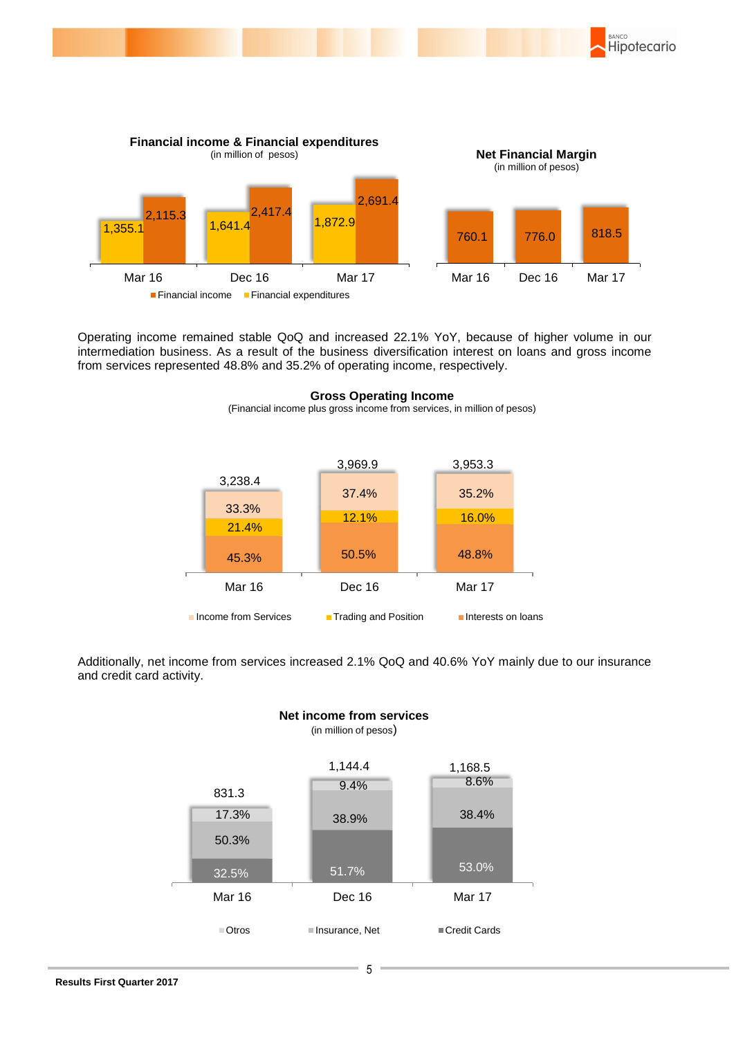**Financial income & Financial expenditures**
(in million of pesos)

| | Financial income | Financial expenditures |
|---|---|---|
| Mar 16 | 2,115.3 | 1,355.1 |
| Dec 16 | 2,417.4 | 1,641.4 |
| Mar 17 | 2,691.4 | 1,872.9 |

**Net Financial Margin**
(in million of pesos)

| Mar 16 | Dec 16 | Mar 17 |
|---|---|---|
| 760.1 | 776.0 | 818.5 |

Operating income remained stable QoQ and increased 22.1% YoY, because of higher volume in our intermediation business. As a result of the business diversification interest on loans and gross income from services represented 48.8% and 35.2% of operating income, respectively.

**Gross Operating Income**
(Financial income plus gross income from services, in million of pesos)

| | Mar 16 | Dec 16 | Mar 17 |
|---|---|---|---|
| Total | 3,238.4 | 3,969.9 | 3,953.3 |
| Income from Services | 33.3% | 37.4% | 35.2% |
| Trading and Position | 21.4% | 12.1% | 16.0% |
| Interests on loans | 45.3% | 50.5% | 48.8% |

Additionally, net income from services increased 2.1% QoQ and 40.6% YoY mainly due to our insurance and credit card activity.

**Net income from services**
(in million of pesos)

| | Mar 16 | Dec 16 | Mar 17 |
|---|---|---|---|
| Total | 831.3 | 1,144.4 | 1,168.5 |
| Otros | 17.3% | 9.4% | 8.6% |
| Insurance, Net | 50.3% | 38.9% | 38.4% |
| Credit Cards | 32.5% | 51.7% | 53.0% |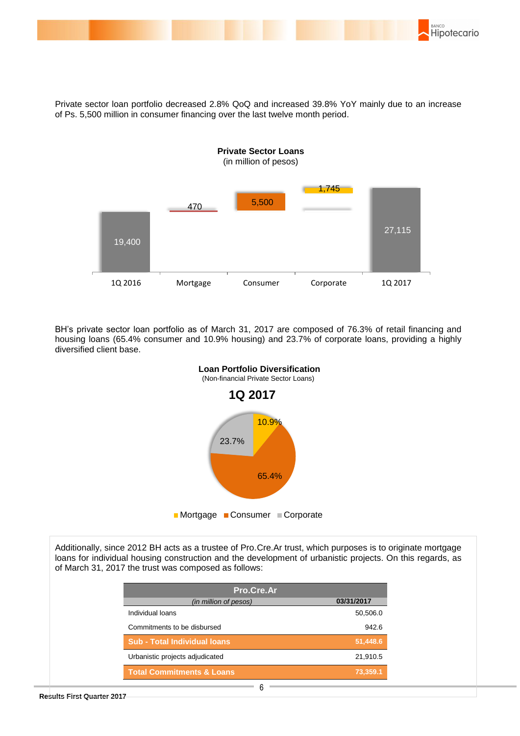Private sector loan portfolio decreased 2.8% QoQ and increased 39.8% YoY mainly due to an increase of Ps. 5,500 million in consumer financing over the last twelve month period.

**Private Sector Loans**
(in million of pesos)

| 1Q 2016 | Mortgage | Consumer | Corporate | 1Q 2017 |
|---|---|---|---|---|
| 19,400 | 470 | 5,500 | 1,745 | 27,115 |

BH's private sector loan portfolio as of March 31, 2017 are composed of 76.3% of retail financing and housing loans (65.4% consumer and 10.9% housing) and 23.7% of corporate loans, providing a highly diversified client base.

**Loan Portfolio Diversification**
(Non-financial Private Sector Loans)

**1Q 2017**

| Mortgage | Consumer | Corporate |
|---|---|---|
| 10.9% | 65.4% | 23.7% |

Additionally, since 2012 BH acts as a trustee of Pro.Cre.Ar trust, which purposes is to originate mortgage loans for individual housing construction and the development of urbanistic projects. On this regards, as of March 31, 2017 the trust was composed as follows:

| Pro.Cre.Ar | |
|---|---|
| *(in million of pesos)* | **03/31/2017** |
| Individual loans | 50,506.0 |
| Commitments to be disbursed | 942.6 |
| **Sub - Total Individual loans** | **51,448.6** |
| Urbanistic projects adjudicated | 21,910.5 |
| **Total Commitments & Loans** | **73,359.1** |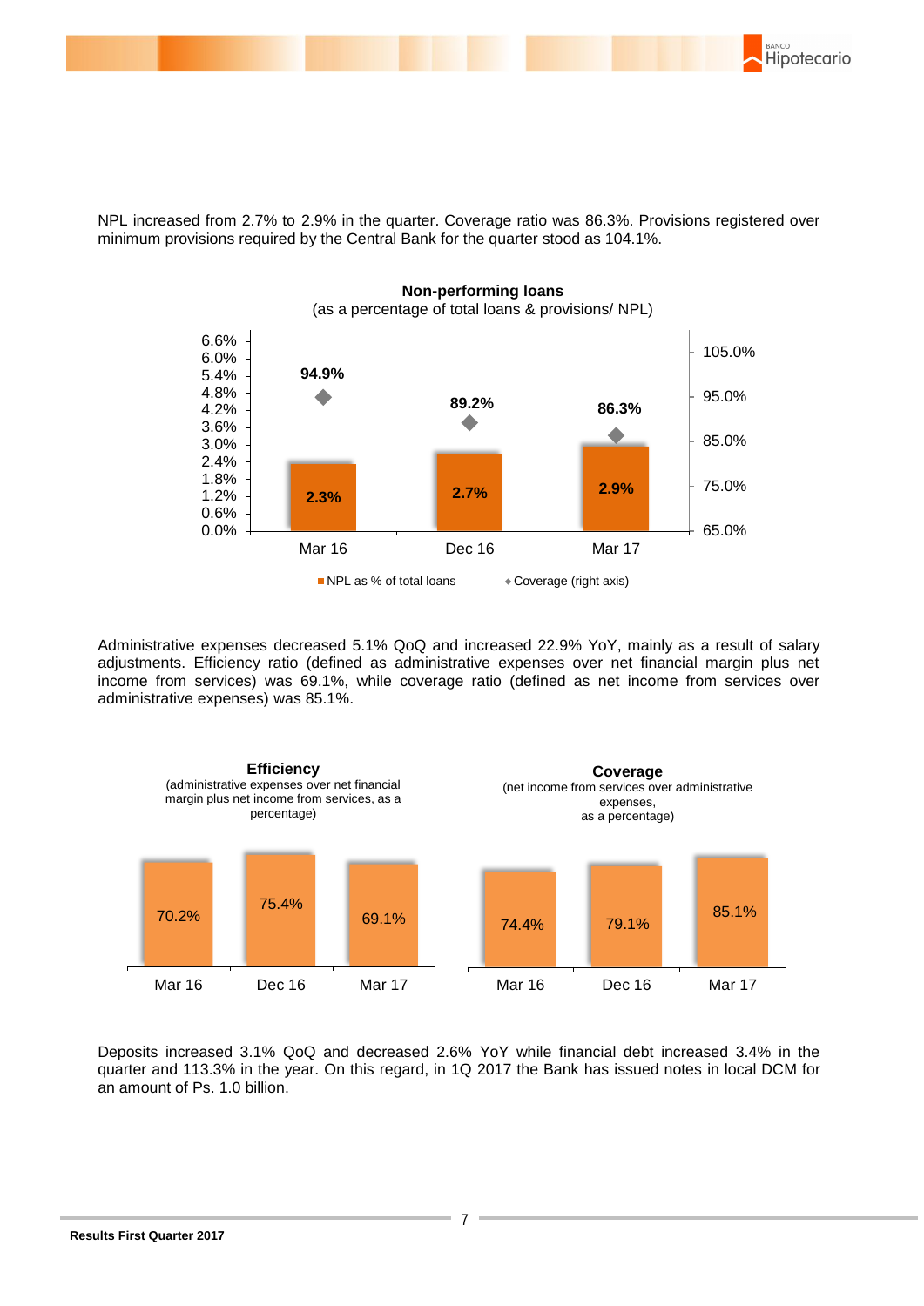NPL increased from 2.7% to 2.9% in the quarter. Coverage ratio was 86.3%. Provisions registered over minimum provisions required by the Central Bank for the quarter stood as 104.1%.

**Non-performing loans**
(as a percentage of total loans & provisions/ NPL)

| | Mar 16 | Dec 16 | Mar 17 |
|---|---|---|---|
| NPL as % of total loans | 2.3% | 2.7% | 2.9% |
| Coverage (right axis) | 94.9% | 89.2% | 86.3% |

Administrative expenses decreased 5.1% QoQ and increased 22.9% YoY, mainly as a result of salary adjustments. Efficiency ratio (defined as administrative expenses over net financial margin plus net income from services) was 69.1%, while coverage ratio (defined as net income from services over administrative expenses) was 85.1%.

**Efficiency**
(administrative expenses over net financial margin plus net income from services, as a percentage)

| Mar 16 | Dec 16 | Mar 17 |
|---|---|---|
| 70.2% | 75.4% | 69.1% |

**Coverage**
(net income from services over administrative expenses, as a percentage)

| Mar 16 | Dec 16 | Mar 17 |
|---|---|---|
| 74.4% | 79.1% | 85.1% |

Deposits increased 3.1% QoQ and decreased 2.6% YoY while financial debt increased 3.4% in the quarter and 113.3% in the year. On this regard, in 1Q 2017 the Bank has issued notes in local DCM for an amount of Ps. 1.0 billion.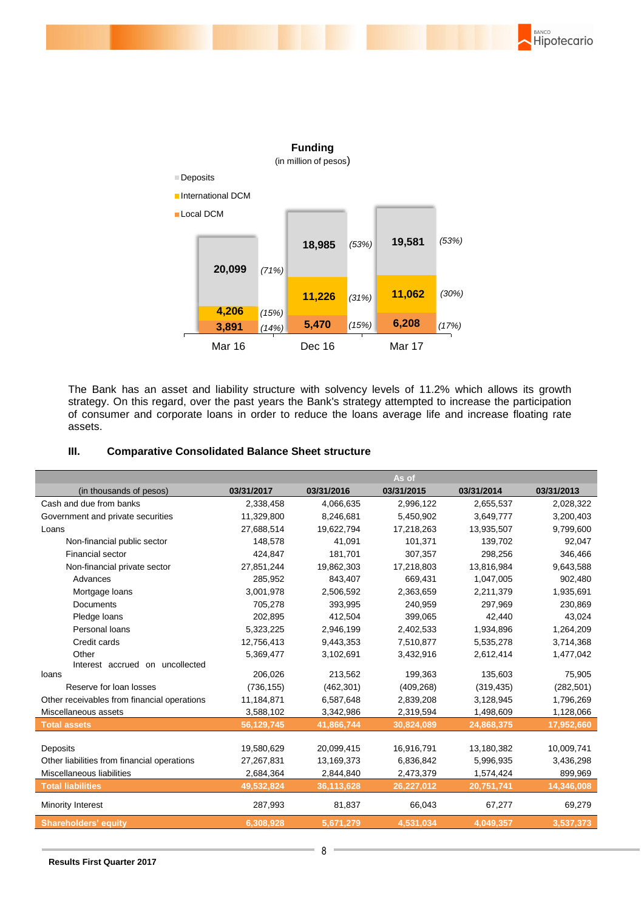**Funding**
(in million of pesos)

| | Mar 16 | Dec 16 | Mar 17 |
|---|---|---|---|
| Deposits | 20,099 (71%) | 18,985 (53%) | 19,581 (53%) |
| International DCM | 4,206 (15%) | 11,226 (31%) | 11,062 (30%) |
| Local DCM | 3,891 (14%) | 5,470 (15%) | 6,208 (17%) |

The Bank has an asset and liability structure with solvency levels of 11.2% which allows its growth strategy. On this regard, over the past years the Bank's strategy attempted to increase the participation of consumer and corporate loans in order to reduce the loans average life and increase floating rate assets.

### III. Comparative Consolidated Balance Sheet structure

| (in thousands of pesos) | As of 03/31/2017 | 03/31/2016 | 03/31/2015 | 03/31/2014 | 03/31/2013 |
|---|---|---|---|---|---|
| Cash and due from banks | 2,338,458 | 4,066,635 | 2,996,122 | 2,655,537 | 2,028,322 |
| Government and private securities | 11,329,800 | 8,246,681 | 5,450,902 | 3,649,777 | 3,200,403 |
| Loans | 27,688,514 | 19,622,794 | 17,218,263 | 13,935,507 | 9,799,600 |
| Non-financial public sector | 148,578 | 41,091 | 101,371 | 139,702 | 92,047 |
| Financial sector | 424,847 | 181,701 | 307,357 | 298,256 | 346,466 |
| Non-financial private sector | 27,851,244 | 19,862,303 | 17,218,803 | 13,816,984 | 9,643,588 |
| Advances | 285,952 | 843,407 | 669,431 | 1,047,005 | 902,480 |
| Mortgage loans | 3,001,978 | 2,506,592 | 2,363,659 | 2,211,379 | 1,935,691 |
| Documents | 705,278 | 393,995 | 240,959 | 297,969 | 230,869 |
| Pledge loans | 202,895 | 412,504 | 399,065 | 42,440 | 43,024 |
| Personal loans | 5,323,225 | 2,946,199 | 2,402,533 | 1,934,896 | 1,264,209 |
| Credit cards | 12,756,413 | 9,443,353 | 7,510,877 | 5,535,278 | 3,714,368 |
| Other | 5,369,477 | 3,102,691 | 3,432,916 | 2,612,414 | 1,477,042 |
| Interest accrued on uncollected loans | 206,026 | 213,562 | 199,363 | 135,603 | 75,905 |
| Reserve for loan losses | (736,155) | (462,301) | (409,268) | (319,435) | (282,501) |
| Other receivables from financial operations | 11,184,871 | 6,587,648 | 2,839,208 | 3,128,945 | 1,796,269 |
| Miscellaneous assets | 3,588,102 | 3,342,986 | 2,319,594 | 1,498,609 | 1,128,066 |
| **Total assets** | **56,129,745** | **41,866,744** | **30,824,089** | **24,868,375** | **17,952,660** |
| | | | | | |
| Deposits | 19,580,629 | 20,099,415 | 16,916,791 | 13,180,382 | 10,009,741 |
| Other liabilities from financial operations | 27,267,831 | 13,169,373 | 6,836,842 | 5,996,935 | 3,436,298 |
| Miscellaneous liabilities | 2,684,364 | 2,844,840 | 2,473,379 | 1,574,424 | 899,969 |
| **Total liabilities** | **49,532,824** | **36,113,628** | **26,227,012** | **20,751,741** | **14,346,008** |
| | | | | | |
| Minority Interest | 287,993 | 81,837 | 66,043 | 67,277 | 69,279 |
| **Shareholders' equity** | **6,308,928** | **5,671,279** | **4,531,034** | **4,049,357** | **3,537,373** |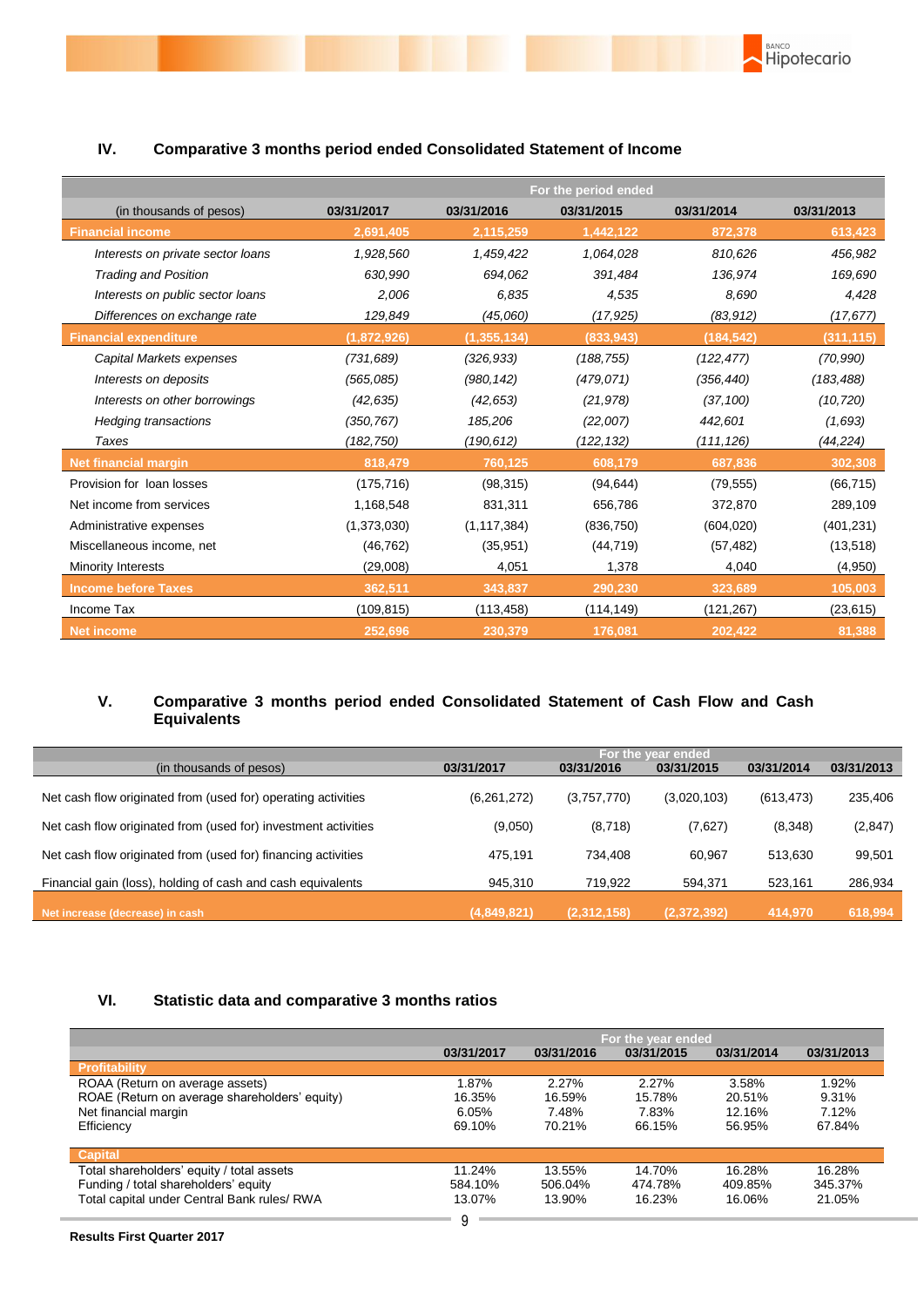## IV. Comparative 3 months period ended Consolidated Statement of Income

| (in thousands of pesos) | For the period ended 03/31/2017 | 03/31/2016 | 03/31/2015 | 03/31/2014 | 03/31/2013 |
|---|---|---|---|---|---|
| **Financial income** | **2,691,405** | **2,115,259** | **1,442,122** | **872,378** | **613,423** |
| *Interests on private sector loans* | *1,928,560* | *1,459,422* | *1,064,028* | *810,626* | *456,982* |
| *Trading and Position* | *630,990* | *694,062* | *391,484* | *136,974* | *169,690* |
| *Interests on public sector loans* | *2,006* | *6,835* | *4,535* | *8,690* | *4,428* |
| *Differences on exchange rate* | *129,849* | *(45,060)* | *(17,925)* | *(83,912)* | *(17,677)* |
| **Financial expenditure** | **(1,872,926)** | **(1,355,134)** | **(833,943)** | **(184,542)** | **(311,115)** |
| *Capital Markets expenses* | *(731,689)* | *(326,933)* | *(188,755)* | *(122,477)* | *(70,990)* |
| *Interests on deposits* | *(565,085)* | *(980,142)* | *(479,071)* | *(356,440)* | *(183,488)* |
| *Interests on other borrowings* | *(42,635)* | *(42,653)* | *(21,978)* | *(37,100)* | *(10,720)* |
| *Hedging transactions* | *(350,767)* | *185,206* | *(22,007)* | *442,601* | *(1,693)* |
| *Taxes* | *(182,750)* | *(190,612)* | *(122,132)* | *(111,126)* | *(44,224)* |
| **Net financial margin** | **818,479** | **760,125** | **608,179** | **687,836** | **302,308** |
| Provision for loan losses | (175,716) | (98,315) | (94,644) | (79,555) | (66,715) |
| Net income from services | 1,168,548 | 831,311 | 656,786 | 372,870 | 289,109 |
| Administrative expenses | (1,373,030) | (1,117,384) | (836,750) | (604,020) | (401,231) |
| Miscellaneous income, net | (46,762) | (35,951) | (44,719) | (57,482) | (13,518) |
| Minority Interests | (29,008) | 4,051 | 1,378 | 4,040 | (4,950) |
| **Income before Taxes** | **362,511** | **343,837** | **290,230** | **323,689** | **105,003** |
| Income Tax | (109,815) | (113,458) | (114,149) | (121,267) | (23,615) |
| **Net income** | **252,696** | **230,379** | **176,081** | **202,422** | **81,388** |

## V. Comparative 3 months period ended Consolidated Statement of Cash Flow and Cash Equivalents

| (in thousands of pesos) | For the year ended 03/31/2017 | 03/31/2016 | 03/31/2015 | 03/31/2014 | 03/31/2013 |
|---|---|---|---|---|---|
| Net cash flow originated from (used for) operating activities | (6,261,272) | (3,757,770) | (3,020,103) | (613,473) | 235,406 |
| Net cash flow originated from (used for) investment activities | (9,050) | (8,718) | (7,627) | (8,348) | (2,847) |
| Net cash flow originated from (used for) financing activities | 475,191 | 734,408 | 60,967 | 513,630 | 99,501 |
| Financial gain (loss), holding of cash and cash equivalents | 945,310 | 719,922 | 594,371 | 523,161 | 286,934 |
| **Net increase (decrease) in cash** | **(4,849,821)** | **(2,312,158)** | **(2,372,392)** | **414,970** | **618,994** |

## VI. Statistic data and comparative 3 months ratios

| | For the year ended 03/31/2017 | 03/31/2016 | 03/31/2015 | 03/31/2014 | 03/31/2013 |
|---|---|---|---|---|---|
| **Profitability** | | | | | |
| ROAA (Return on average assets) | 1.87% | 2.27% | 2.27% | 3.58% | 1.92% |
| ROAE (Return on average shareholders' equity) | 16.35% | 16.59% | 15.78% | 20.51% | 9.31% |
| Net financial margin | 6.05% | 7.48% | 7.83% | 12.16% | 7.12% |
| Efficiency | 69.10% | 70.21% | 66.15% | 56.95% | 67.84% |
| **Capital** | | | | | |
| Total shareholders' equity / total assets | 11.24% | 13.55% | 14.70% | 16.28% | 16.28% |
| Funding / total shareholders' equity | 584.10% | 506.04% | 474.78% | 409.85% | 345.37% |
| Total capital under Central Bank rules/ RWA | 13.07% | 13.90% | 16.23% | 16.06% | 21.05% |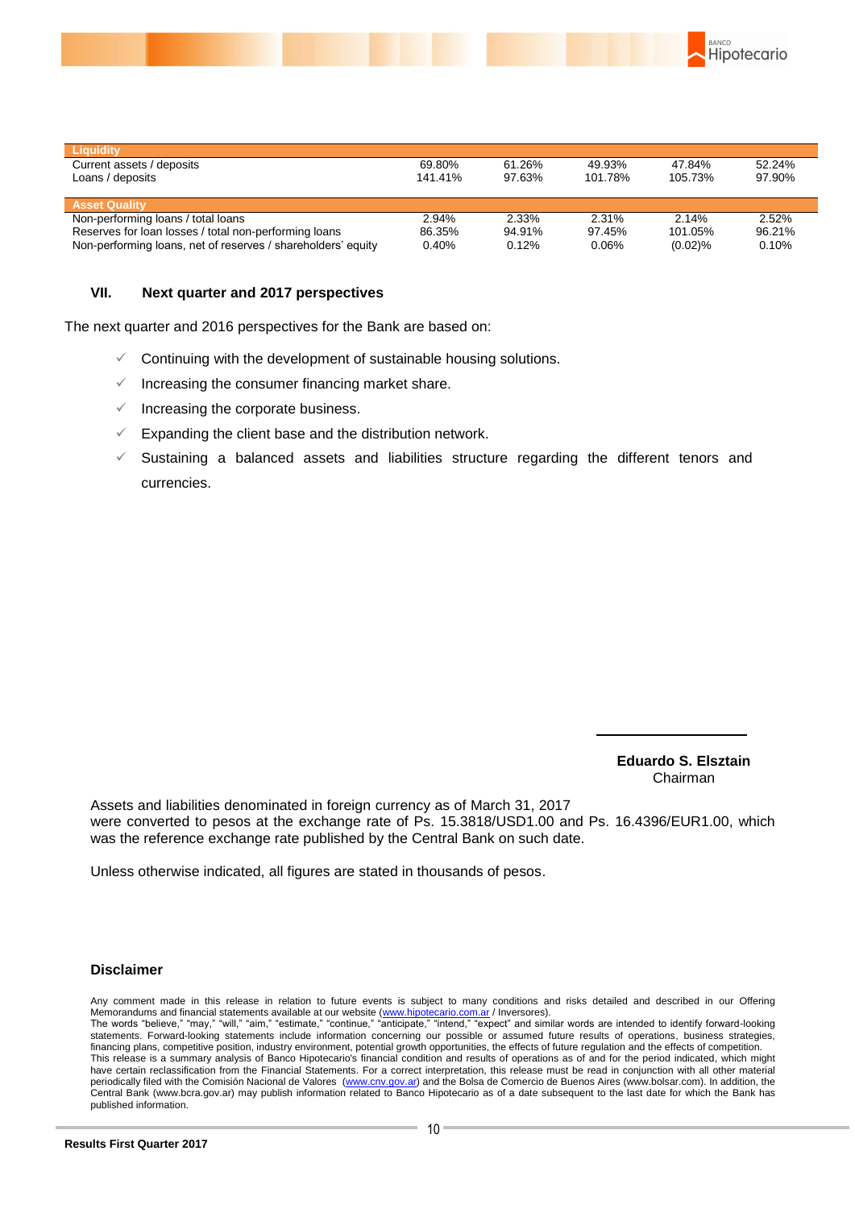| | | | | | |
|---|---|---|---|---|---|
| **Liquidity** | | | | | |
| Current assets / deposits | 69.80% | 61.26% | 49.93% | 47.84% | 52.24% |
| Loans / deposits | 141.41% | 97.63% | 101.78% | 105.73% | 97.90% |
| **Asset Quality** | | | | | |
| Non-performing loans / total loans | 2.94% | 2.33% | 2.31% | 2.14% | 2.52% |
| Reserves for loan losses / total non-performing loans | 86.35% | 94.91% | 97.45% | 101.05% | 96.21% |
| Non-performing loans, net of reserves / shareholders' equity | 0.40% | 0.12% | 0.06% | (0.02)% | 0.10% |

## VII. Next quarter and 2017 perspectives

The next quarter and 2016 perspectives for the Bank are based on:

- ✓ Continuing with the development of sustainable housing solutions.
- ✓ Increasing the consumer financing market share.
- ✓ Increasing the corporate business.
- ✓ Expanding the client base and the distribution network.
- ✓ Sustaining a balanced assets and liabilities structure regarding the different tenors and currencies.

**Eduardo S. Elsztain**
Chairman

Assets and liabilities denominated in foreign currency as of March 31, 2017 were converted to pesos at the exchange rate of Ps. 15.3818/USD1.00 and Ps. 16.4396/EUR1.00, which was the reference exchange rate published by the Central Bank on such date.

Unless otherwise indicated, all figures are stated in thousands of pesos.

### Disclaimer

Any comment made in this release in relation to future events is subject to many conditions and risks detailed and described in our Offering Memorandums and financial statements available at our website (www.hipotecario.com.ar / Inversores).
The words "believe," "may," "will," "aim," "estimate," "continue," "anticipate," "intend," "expect" and similar words are intended to identify forward-looking statements. Forward-looking statements include information concerning our possible or assumed future results of operations, business strategies, financing plans, competitive position, industry environment, potential growth opportunities, the effects of future regulation and the effects of competition.
This release is a summary analysis of Banco Hipotecario's financial condition and results of operations as of and for the period indicated, which might have certain reclassification from the Financial Statements. For a correct interpretation, this release must be read in conjunction with all other material periodically filed with the Comisión Nacional de Valores (www.cnv.gov.ar) and the Bolsa de Comercio de Buenos Aires (www.bolsar.com). In addition, the Central Bank (www.bcra.gov.ar) may publish information related to Banco Hipotecario as of a date subsequent to the last date for which the Bank has published information.